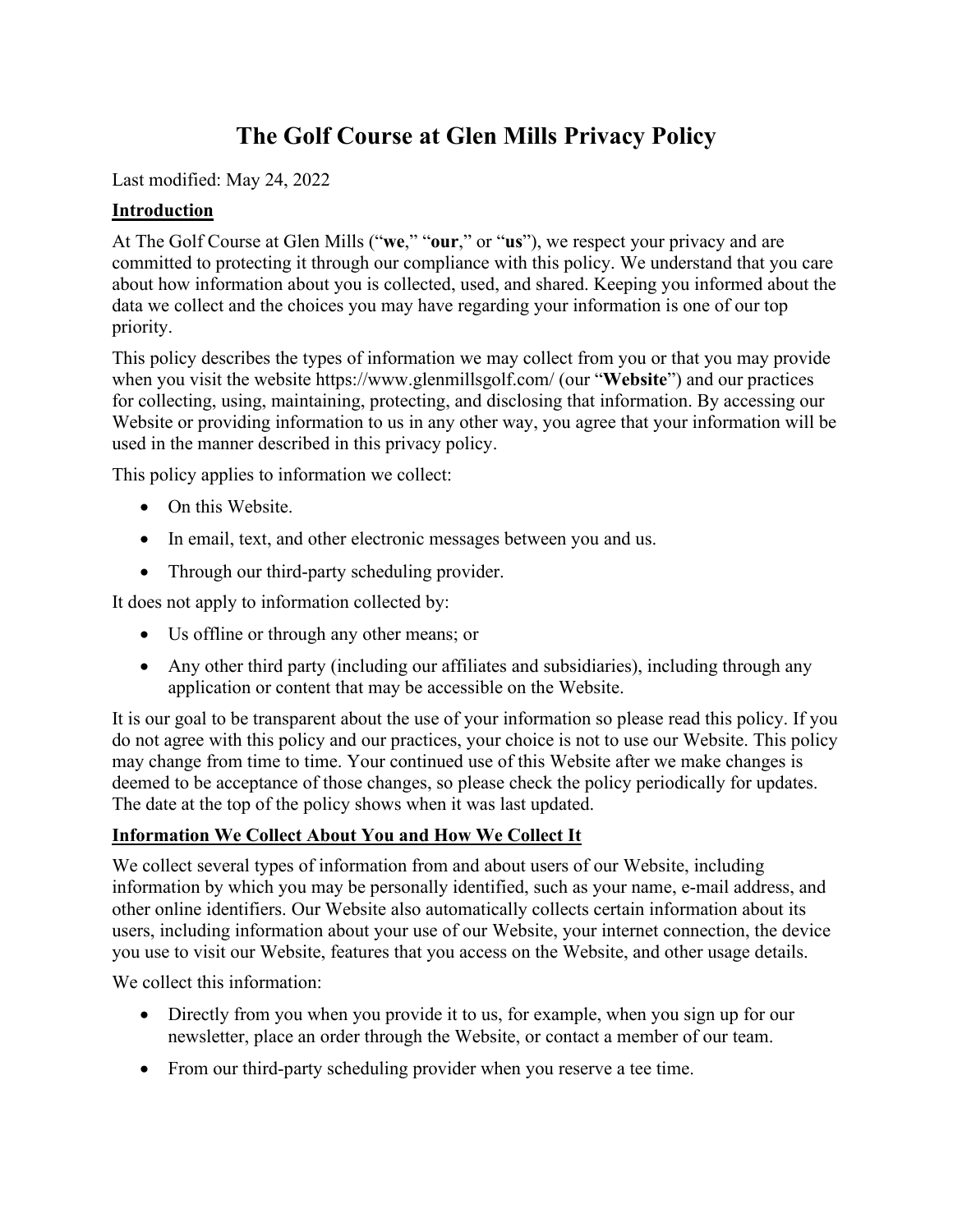# The Golf Course at Glen Mills Privacy Policy

Last modified: May 24, 2022

## Introduction

At The Golf Course at Glen Mills ("**we**," "**our**," or "**us**"), we respect your privacy and are committed to protecting it through our compliance with this policy. We understand that you care about how information about you is collected, used, and shared. Keeping you informed about the data we collect and the choices you may have regarding your information is one of our top priority.

This policy describes the types of information we may collect from you or that you may provide when you visit the website https://www.glenmillsgolf.com/ (our "**Website**") and our practices for collecting, using, maintaining, protecting, and disclosing that information. By accessing our Website or providing information to us in any other way, you agree that your information will be used in the manner described in this privacy policy.

This policy applies to information we collect:

- On this Website.
- In email, text, and other electronic messages between you and us.
- Through our third-party scheduling provider.

It does not apply to information collected by:

- Us offline or through any other means; or
- Any other third party (including our affiliates and subsidiaries), including through any application or content that may be accessible on the Website.

It is our goal to be transparent about the use of your information so please read this policy. If you do not agree with this policy and our practices, your choice is not to use our Website. This policy may change from time to time. Your continued use of this Website after we make changes is deemed to be acceptance of those changes, so please check the policy periodically for updates. The date at the top of the policy shows when it was last updated.

## Information We Collect About You and How We Collect It

We collect several types of information from and about users of our Website, including information by which you may be personally identified, such as your name, e-mail address, and other online identifiers. Our Website also automatically collects certain information about its users, including information about your use of our Website, your internet connection, the device you use to visit our Website, features that you access on the Website, and other usage details.

We collect this information:

- Directly from you when you provide it to us, for example, when you sign up for our newsletter, place an order through the Website, or contact a member of our team.
- From our third-party scheduling provider when you reserve a tee time.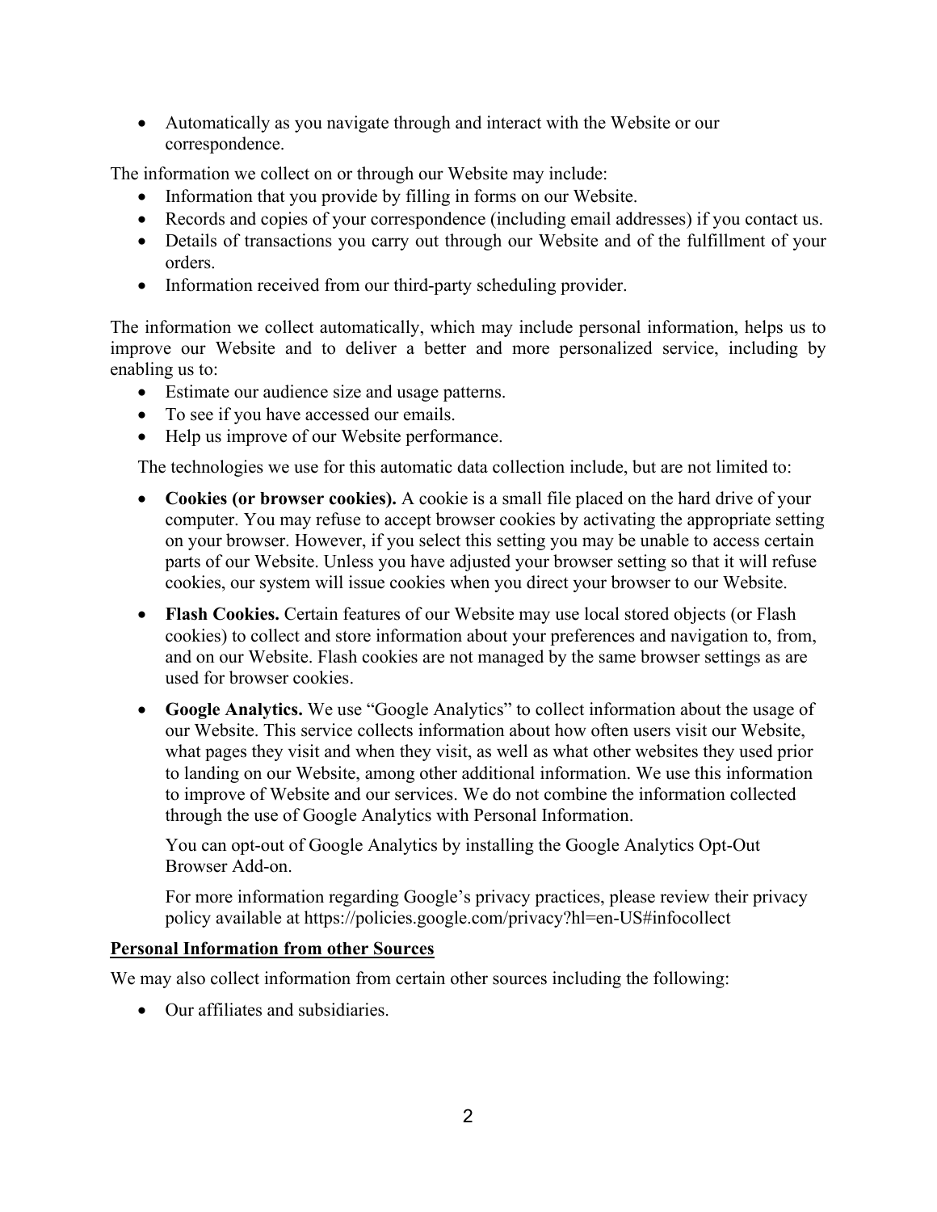- Automatically as you navigate through and interact with the Website or our correspondence.

The information we collect on or through our Website may include:

- Information that you provide by filling in forms on our Website.
- Records and copies of your correspondence (including email addresses) if you contact us.
- Details of transactions you carry out through our Website and of the fulfillment of your orders.
- Information received from our third-party scheduling provider.

The information we collect automatically, which may include personal information, helps us to improve our Website and to deliver a better and more personalized service, including by enabling us to:

- Estimate our audience size and usage patterns.
- To see if you have accessed our emails.
- Help us improve of our Website performance.

The technologies we use for this automatic data collection include, but are not limited to:

- **Cookies (or browser cookies).** A cookie is a small file placed on the hard drive of your computer. You may refuse to accept browser cookies by activating the appropriate setting on your browser. However, if you select this setting you may be unable to access certain parts of our Website. Unless you have adjusted your browser setting so that it will refuse cookies, our system will issue cookies when you direct your browser to our Website.

- **Flash Cookies.** Certain features of our Website may use local stored objects (or Flash cookies) to collect and store information about your preferences and navigation to, from, and on our Website. Flash cookies are not managed by the same browser settings as are used for browser cookies.

- **Google Analytics.** We use "Google Analytics" to collect information about the usage of our Website. This service collects information about how often users visit our Website, what pages they visit and when they visit, as well as what other websites they used prior to landing on our Website, among other additional information. We use this information to improve of Website and our services. We do not combine the information collected through the use of Google Analytics with Personal Information.

  You can opt-out of Google Analytics by installing the Google Analytics Opt-Out Browser Add-on.

  For more information regarding Google's privacy practices, please review their privacy policy available at https://policies.google.com/privacy?hl=en-US#infocollect

**Personal Information from other Sources**

We may also collect information from certain other sources including the following:

- Our affiliates and subsidiaries.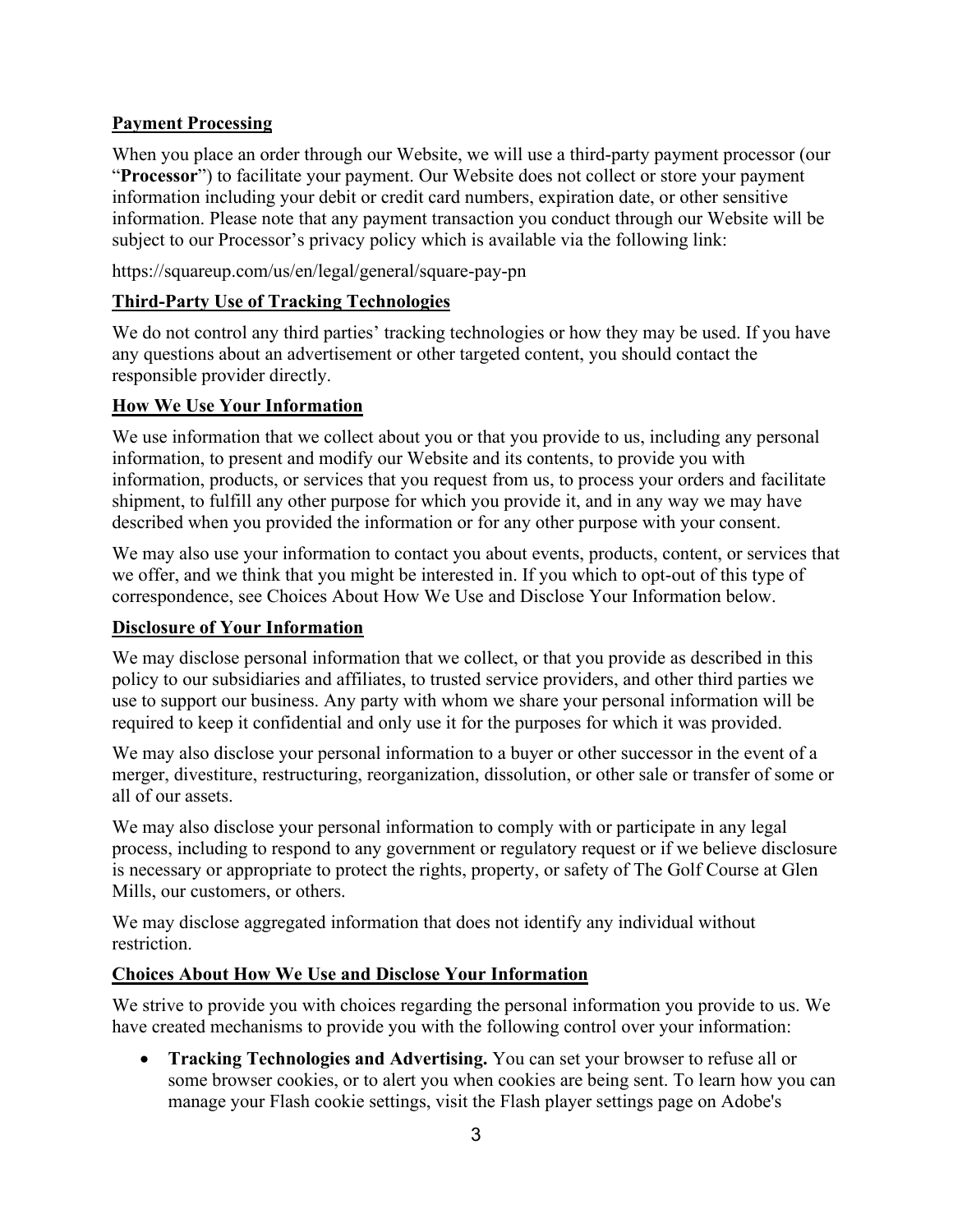## Payment Processing

When you place an order through our Website, we will use a third-party payment processor (our "**Processor**") to facilitate your payment. Our Website does not collect or store your payment information including your debit or credit card numbers, expiration date, or other sensitive information. Please note that any payment transaction you conduct through our Website will be subject to our Processor's privacy policy which is available via the following link:

https://squareup.com/us/en/legal/general/square-pay-pn

## Third-Party Use of Tracking Technologies

We do not control any third parties' tracking technologies or how they may be used. If you have any questions about an advertisement or other targeted content, you should contact the responsible provider directly.

## How We Use Your Information

We use information that we collect about you or that you provide to us, including any personal information, to present and modify our Website and its contents, to provide you with information, products, or services that you request from us, to process your orders and facilitate shipment, to fulfill any other purpose for which you provide it, and in any way we may have described when you provided the information or for any other purpose with your consent.

We may also use your information to contact you about events, products, content, or services that we offer, and we think that you might be interested in. If you which to opt-out of this type of correspondence, see Choices About How We Use and Disclose Your Information below.

## Disclosure of Your Information

We may disclose personal information that we collect, or that you provide as described in this policy to our subsidiaries and affiliates, to trusted service providers, and other third parties we use to support our business. Any party with whom we share your personal information will be required to keep it confidential and only use it for the purposes for which it was provided.

We may also disclose your personal information to a buyer or other successor in the event of a merger, divestiture, restructuring, reorganization, dissolution, or other sale or transfer of some or all of our assets.

We may also disclose your personal information to comply with or participate in any legal process, including to respond to any government or regulatory request or if we believe disclosure is necessary or appropriate to protect the rights, property, or safety of The Golf Course at Glen Mills, our customers, or others.

We may disclose aggregated information that does not identify any individual without restriction.

## Choices About How We Use and Disclose Your Information

We strive to provide you with choices regarding the personal information you provide to us. We have created mechanisms to provide you with the following control over your information:

- **Tracking Technologies and Advertising.** You can set your browser to refuse all or some browser cookies, or to alert you when cookies are being sent. To learn how you can manage your Flash cookie settings, visit the Flash player settings page on Adobe's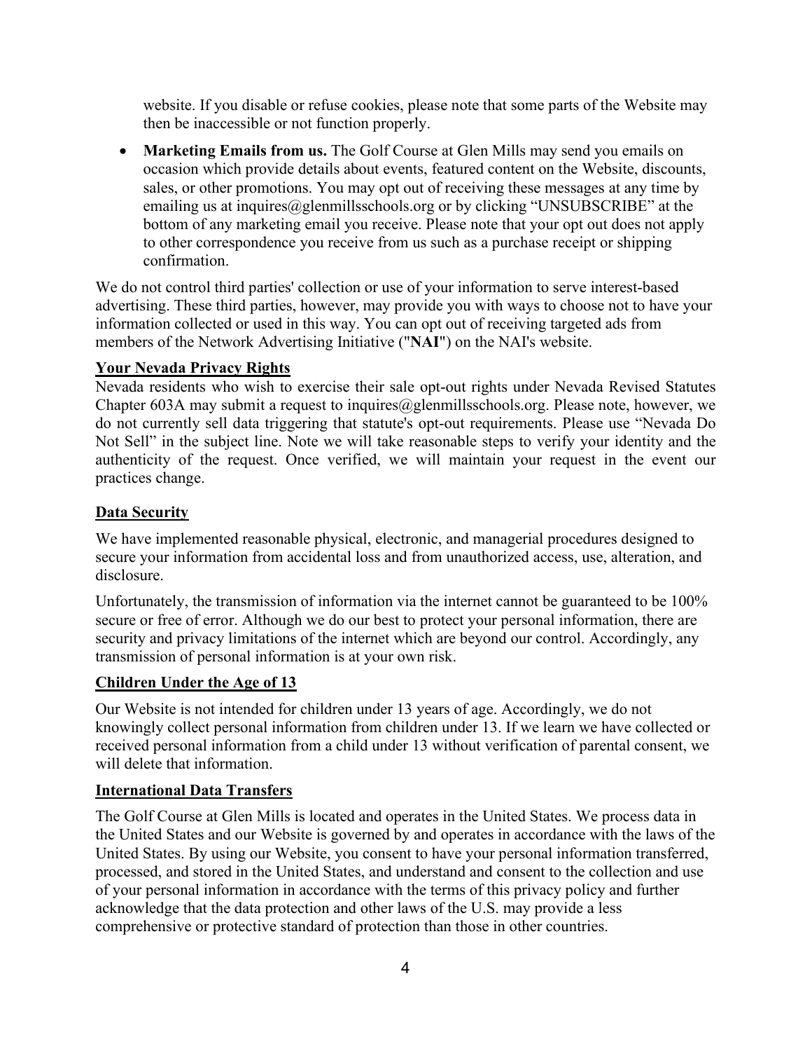website. If you disable or refuse cookies, please note that some parts of the Website may then be inaccessible or not function properly.

- **Marketing Emails from us.** The Golf Course at Glen Mills may send you emails on occasion which provide details about events, featured content on the Website, discounts, sales, or other promotions. You may opt out of receiving these messages at any time by emailing us at inquires@glenmillsschools.org or by clicking "UNSUBSCRIBE" at the bottom of any marketing email you receive. Please note that your opt out does not apply to other correspondence you receive from us such as a purchase receipt or shipping confirmation.

We do not control third parties' collection or use of your information to serve interest-based advertising. These third parties, however, may provide you with ways to choose not to have your information collected or used in this way. You can opt out of receiving targeted ads from members of the Network Advertising Initiative ("**NAI**") on the NAI's website.

## Your Nevada Privacy Rights

Nevada residents who wish to exercise their sale opt-out rights under Nevada Revised Statutes Chapter 603A may submit a request to inquires@glenmillsschools.org. Please note, however, we do not currently sell data triggering that statute's opt-out requirements. Please use "Nevada Do Not Sell" in the subject line. Note we will take reasonable steps to verify your identity and the authenticity of the request. Once verified, we will maintain your request in the event our practices change.

## Data Security

We have implemented reasonable physical, electronic, and managerial procedures designed to secure your information from accidental loss and from unauthorized access, use, alteration, and disclosure.

Unfortunately, the transmission of information via the internet cannot be guaranteed to be 100% secure or free of error. Although we do our best to protect your personal information, there are security and privacy limitations of the internet which are beyond our control. Accordingly, any transmission of personal information is at your own risk.

## Children Under the Age of 13

Our Website is not intended for children under 13 years of age. Accordingly, we do not knowingly collect personal information from children under 13. If we learn we have collected or received personal information from a child under 13 without verification of parental consent, we will delete that information.

## International Data Transfers

The Golf Course at Glen Mills is located and operates in the United States. We process data in the United States and our Website is governed by and operates in accordance with the laws of the United States. By using our Website, you consent to have your personal information transferred, processed, and stored in the United States, and understand and consent to the collection and use of your personal information in accordance with the terms of this privacy policy and further acknowledge that the data protection and other laws of the U.S. may provide a less comprehensive or protective standard of protection than those in other countries.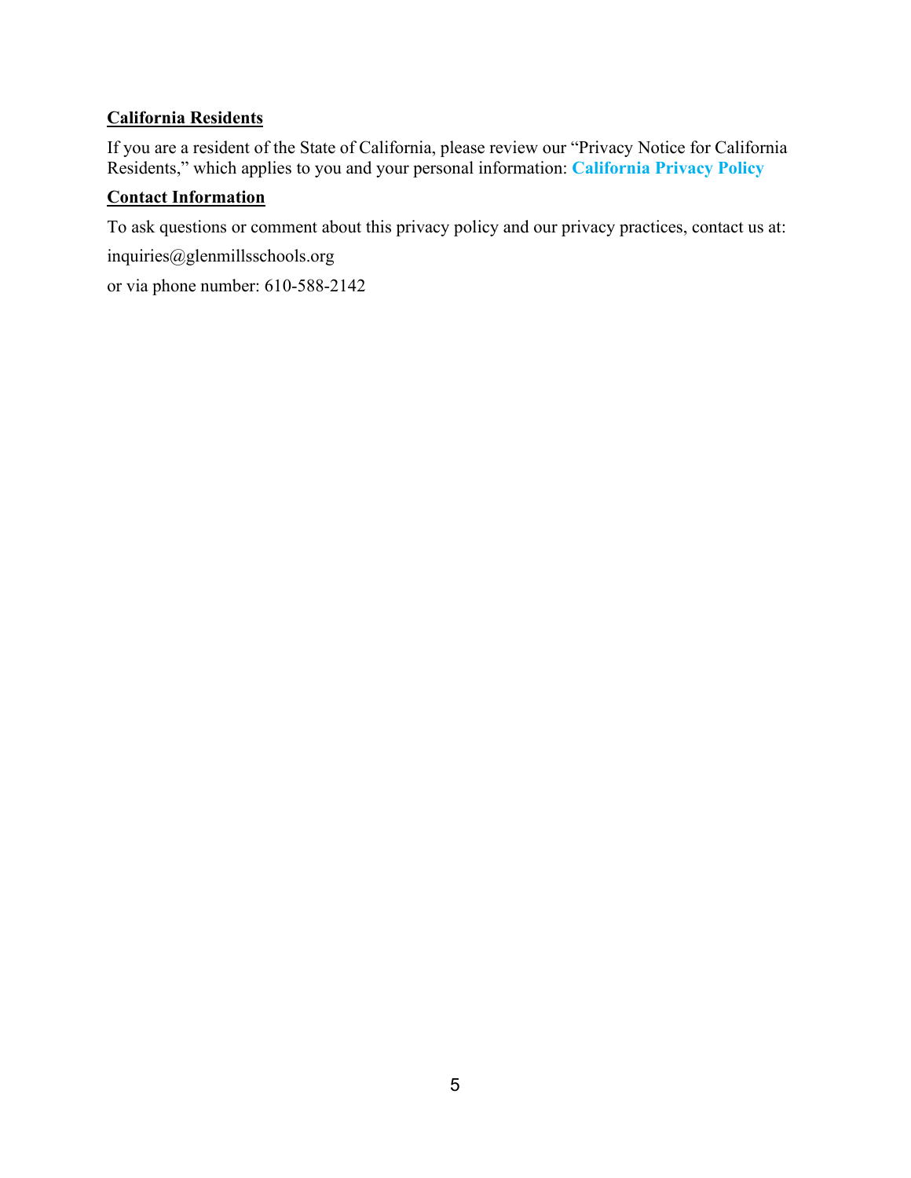**California Residents**

If you are a resident of the State of California, please review our "Privacy Notice for California Residents," which applies to you and your personal information: **California Privacy Policy**

**Contact Information**

To ask questions or comment about this privacy policy and our privacy practices, contact us at:

inquiries@glenmillsschools.org

or via phone number: 610-588-2142